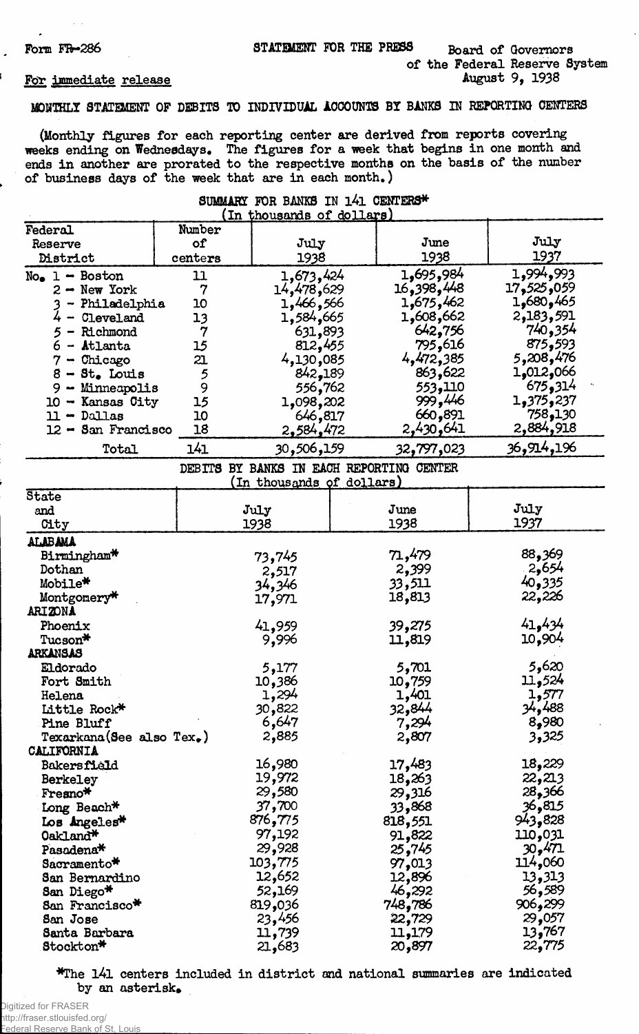Form FR-286

STATEMENT FOR THE PRESS

Board of Governors of the Federal Reserve System
August 9, 1938

For immediate release

MONTHLY STATEMENT OF DEBITS TO INDIVIDUAL ACCOUNTS BY BANKS IN REPORTING CENTERS

(Monthly figures for each reporting center are derived from reports covering weeks ending on Wednesdays. The figures for a week that begins in one month and ends in another are prorated to the respective months on the basis of the number of business days of the week that are in each month.)

## SUMMARY FOR BANKS IN 141 CENTERS*
(In thousands of dollars)

| Federal Reserve District | Number of centers | July 1938 | June 1938 | July 1937 |
|---|---|---|---|---|
| No. 1 - Boston | 11 | 1,673,424 | 1,695,984 | 1,994,993 |
| 2 - New York | 7 | 14,478,629 | 16,398,448 | 17,525,059 |
| 3 - Philadelphia | 10 | 1,466,566 | 1,675,462 | 1,680,465 |
| 4 - Cleveland | 13 | 1,584,665 | 1,608,662 | 2,183,591 |
| 5 - Richmond | 7 | 631,893 | 642,756 | 740,354 |
| 6 - Atlanta | 15 | 812,455 | 795,616 | 875,593 |
| 7 - Chicago | 21 | 4,130,085 | 4,472,385 | 5,208,476 |
| 8 - St. Louis | 5 | 842,189 | 863,622 | 1,012,066 |
| 9 - Minneapolis | 9 | 556,762 | 553,110 | 675,314 |
| 10 - Kansas City | 15 | 1,098,202 | 999,446 | 1,375,237 |
| 11 - Dallas | 10 | 646,817 | 660,891 | 758,130 |
| 12 - San Francisco | 18 | 2,584,472 | 2,430,641 | 2,884,918 |
| Total | 141 | 30,506,159 | 32,797,023 | 36,914,196 |

## DEBITS BY BANKS IN EACH REPORTING CENTER
(In thousands of dollars)

| State and City | July 1938 | June 1938 | July 1937 |
|---|---|---|---|
| **ALABAMA** | | | |
| Birmingham* | 73,745 | 71,479 | 88,369 |
| Dothan | 2,517 | 2,399 | 2,654 |
| Mobile* | 34,346 | 33,511 | 40,335 |
| Montgomery* | 17,971 | 18,813 | 22,226 |
| **ARIZONA** | | | |
| Phoenix | 41,959 | 39,275 | 41,434 |
| Tucson* | 9,996 | 11,819 | 10,904 |
| **ARKANSAS** | | | |
| Eldorado | 5,177 | 5,701 | 5,620 |
| Fort Smith | 10,386 | 10,759 | 11,524 |
| Helena | 1,294 | 1,401 | 1,577 |
| Little Rock* | 30,822 | 32,844 | 34,488 |
| Pine Bluff | 6,647 | 7,294 | 8,980 |
| Texarkana(See also Tex.) | 2,885 | 2,807 | 3,325 |
| **CALIFORNIA** | | | |
| Bakersfield | 16,980 | 17,483 | 18,229 |
| Berkeley | 19,972 | 18,263 | 22,213 |
| Fresno* | 29,580 | 29,316 | 28,366 |
| Long Beach* | 37,700 | 33,868 | 36,815 |
| Los Angeles* | 876,775 | 818,551 | 943,828 |
| Oakland* | 97,192 | 91,822 | 110,031 |
| Pasadena* | 29,928 | 25,745 | 30,471 |
| Sacramento* | 103,775 | 97,013 | 114,060 |
| San Bernardino | 12,652 | 12,896 | 13,313 |
| San Diego* | 52,169 | 46,292 | 56,589 |
| San Francisco* | 819,036 | 748,786 | 906,299 |
| San Jose | 23,456 | 22,729 | 29,057 |
| Santa Barbara | 11,739 | 11,179 | 13,767 |
| Stockton* | 21,683 | 20,897 | 22,775 |

*The 141 centers included in district and national summaries are indicated by an asterisk.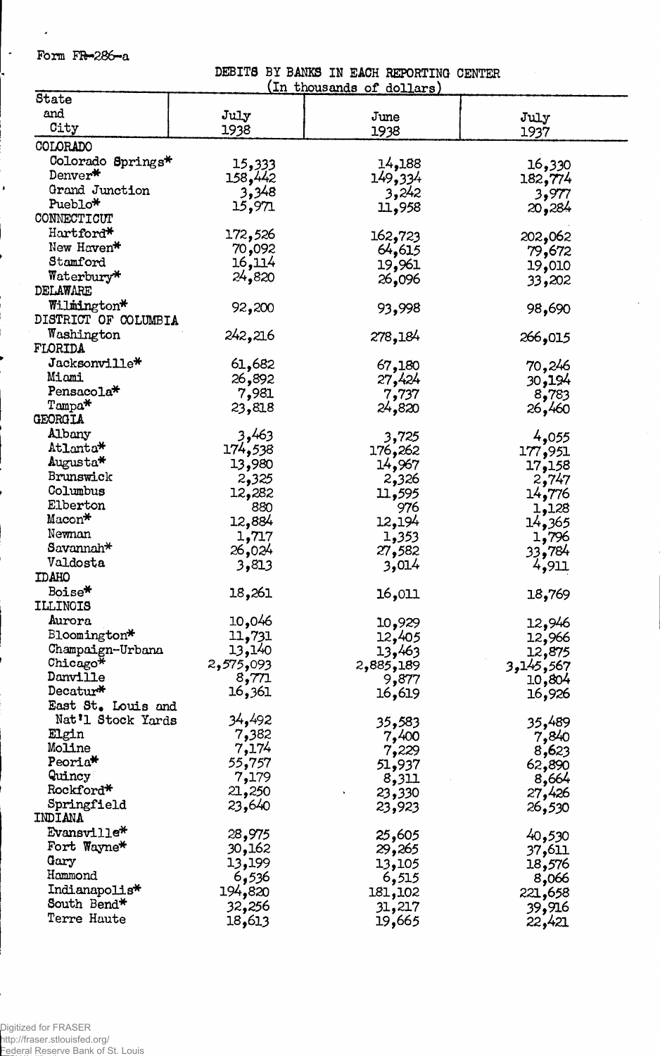Form FR-286-a

DEBITS BY BANKS IN EACH REPORTING CENTER
(In thousands of dollars)

| State and City | July 1938 | June 1938 | July 1937 |
|---|---|---|---|
| COLORADO | | | |
| Colorado Springs* | 15,333 | 14,188 | 16,330 |
| Denver* | 158,442 | 149,334 | 182,774 |
| Grand Junction | 3,348 | 3,242 | 3,977 |
| Pueblo* | 15,971 | 11,958 | 20,284 |
| CONNECTICUT | | | |
| Hartford* | 172,526 | 162,723 | 202,062 |
| New Haven* | 70,092 | 64,615 | 79,672 |
| Stamford | 16,114 | 19,961 | 19,010 |
| Waterbury* | 24,820 | 26,096 | 33,202 |
| DELAWARE | | | |
| Wilmington* | 92,200 | 93,998 | 98,690 |
| DISTRICT OF COLUMBIA | | | |
| Washington | 242,216 | 278,184 | 266,015 |
| FLORIDA | | | |
| Jacksonville* | 61,682 | 67,180 | 70,246 |
| Miami | 26,892 | 27,424 | 30,194 |
| Pensacola* | 7,981 | 7,737 | 8,783 |
| Tampa* | 23,818 | 24,820 | 26,460 |
| GEORGIA | | | |
| Albany | 3,463 | 3,725 | 4,055 |
| Atlanta* | 174,538 | 176,262 | 177,951 |
| Augusta* | 13,980 | 14,967 | 17,158 |
| Brunswick | 2,325 | 2,326 | 2,747 |
| Columbus | 12,282 | 11,595 | 14,776 |
| Elberton | 880 | 976 | 1,128 |
| Macon* | 12,884 | 12,194 | 14,365 |
| Newnan | 1,717 | 1,353 | 1,796 |
| Savannah* | 26,024 | 27,582 | 33,784 |
| Valdosta | 3,813 | 3,014 | 4,911 |
| IDAHO | | | |
| Boise* | 18,261 | 16,011 | 18,769 |
| ILLINOIS | | | |
| Aurora | 10,046 | 10,929 | 12,946 |
| Bloomington* | 11,731 | 12,405 | 12,966 |
| Champaign-Urbana | 13,140 | 13,463 | 12,875 |
| Chicago* | 2,575,093 | 2,885,189 | 3,145,567 |
| Danville | 8,771 | 9,877 | 10,804 |
| Decatur* | 16,361 | 16,619 | 16,926 |
| East St. Louis and Nat'l Stock Yards | 34,492 | 35,583 | 35,489 |
| Elgin | 7,382 | 7,400 | 7,840 |
| Moline | 7,174 | 7,229 | 8,623 |
| Peoria* | 55,757 | 51,937 | 62,890 |
| Quincy | 7,179 | 8,311 | 8,664 |
| Rockford* | 21,250 | 23,330 | 27,426 |
| Springfield | 23,640 | 23,923 | 26,530 |
| INDIANA | | | |
| Evansville* | 28,975 | 25,605 | 40,530 |
| Fort Wayne* | 30,162 | 29,265 | 37,611 |
| Gary | 13,199 | 13,105 | 18,576 |
| Hammond | 6,536 | 6,515 | 8,066 |
| Indianapolis* | 194,820 | 181,102 | 221,658 |
| South Bend* | 32,256 | 31,217 | 39,916 |
| Terre Haute | 18,613 | 19,665 | 22,421 |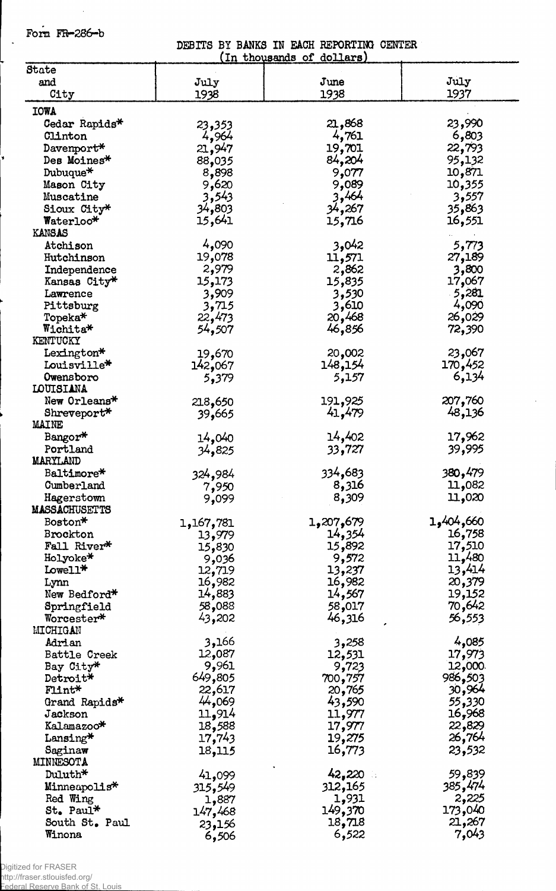Form FR-286-b

DEBITS BY BANKS IN EACH REPORTING CENTER
(In thousands of dollars)

| State and City | July 1938 | June 1938 | July 1937 |
|---|---|---|---|
| IOWA | | | |
| Cedar Rapids* | 23,353 | 21,868 | 23,990 |
| Clinton | 4,964 | 4,761 | 6,803 |
| Davenport* | 21,947 | 19,701 | 22,793 |
| Des Moines* | 88,035 | 84,204 | 95,132 |
| Dubuque* | 8,898 | 9,077 | 10,871 |
| Mason City | 9,620 | 9,089 | 10,355 |
| Muscatine | 3,543 | 3,464 | 3,557 |
| Sioux City* | 34,803 | 34,267 | 35,863 |
| Waterloo* | 15,641 | 15,716 | 16,551 |
| KANSAS | | | |
| Atchison | 4,090 | 3,042 | 5,773 |
| Hutchinson | 19,078 | 11,571 | 27,189 |
| Independence | 2,979 | 2,862 | 3,800 |
| Kansas City* | 15,173 | 15,835 | 17,067 |
| Lawrence | 3,909 | 3,530 | 5,281 |
| Pittsburg | 3,715 | 3,610 | 4,090 |
| Topeka* | 22,473 | 20,468 | 26,029 |
| Wichita* | 54,507 | 46,856 | 72,390 |
| KENTUCKY | | | |
| Lexington* | 19,670 | 20,002 | 23,067 |
| Louisville* | 142,067 | 148,154 | 170,452 |
| Owensboro | 5,379 | 5,157 | 6,134 |
| LOUISIANA | | | |
| New Orleans* | 218,650 | 191,925 | 207,760 |
| Shreveport* | 39,665 | 41,479 | 48,136 |
| MAINE | | | |
| Bangor* | 14,040 | 14,402 | 17,962 |
| Portland | 34,825 | 33,727 | 39,995 |
| MARYLAND | | | |
| Baltimore* | 324,984 | 334,683 | 380,479 |
| Cumberland | 7,950 | 8,316 | 11,082 |
| Hagerstown | 9,099 | 8,309 | 11,020 |
| MASSACHUSETTS | | | |
| Boston* | 1,167,781 | 1,207,679 | 1,404,660 |
| Brockton | 13,979 | 14,354 | 16,758 |
| Fall River* | 15,830 | 15,892 | 17,510 |
| Holyoke* | 9,036 | 9,572 | 11,480 |
| Lowell* | 12,719 | 13,237 | 13,414 |
| Lynn | 16,982 | 16,982 | 20,379 |
| New Bedford* | 14,883 | 14,567 | 19,152 |
| Springfield | 58,088 | 58,017 | 70,642 |
| Worcester* | 43,202 | 46,316 | 56,553 |
| MICHIGAN | | | |
| Adrian | 3,166 | 3,258 | 4,085 |
| Battle Creek | 12,087 | 12,531 | 17,973 |
| Bay City* | 9,961 | 9,723 | 12,000 |
| Detroit* | 649,805 | 700,757 | 986,503 |
| Flint* | 22,617 | 20,765 | 30,964 |
| Grand Rapids* | 44,069 | 43,590 | 55,330 |
| Jackson | 11,914 | 11,977 | 16,968 |
| Kalamazoo* | 18,588 | 17,977 | 22,829 |
| Lansing* | 17,743 | 19,275 | 26,764 |
| Saginaw | 18,115 | 16,773 | 23,532 |
| MINNESOTA | | | |
| Duluth* | 41,099 | 42,220 | 59,839 |
| Minneapolis* | 315,549 | 312,165 | 385,474 |
| Red Wing | 1,887 | 1,931 | 2,225 |
| St. Paul* | 147,468 | 149,370 | 173,040 |
| South St. Paul | 23,156 | 18,718 | 21,267 |
| Winona | 6,506 | 6,522 | 7,043 |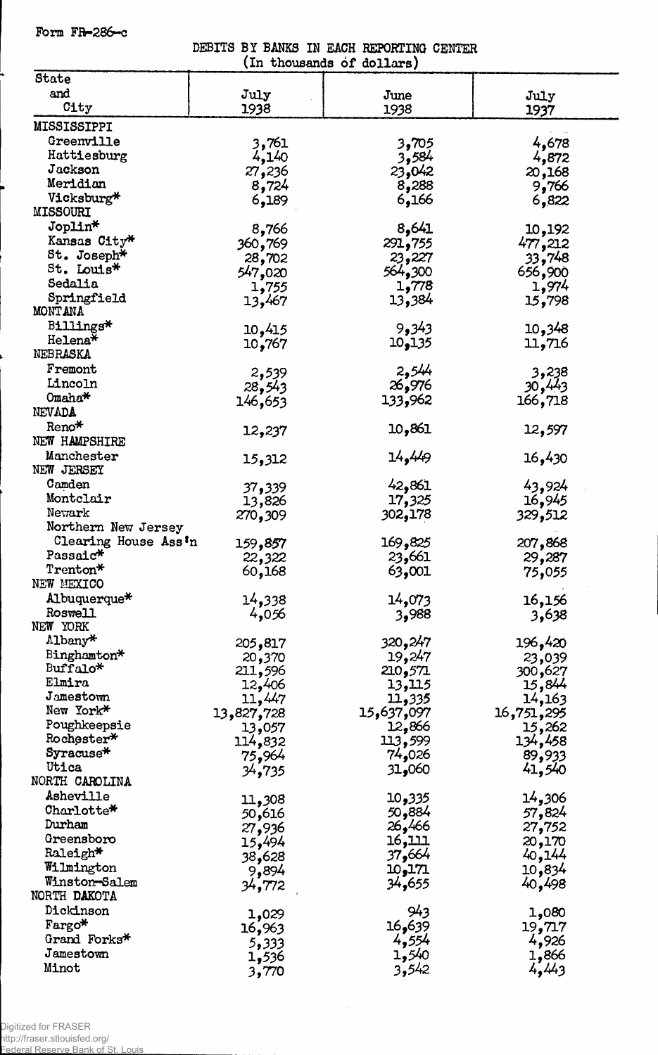Form FR-286-c

DEBITS BY BANKS IN EACH REPORTING CENTER
(In thousands of dollars)

| State and City | July 1938 | June 1938 | July 1937 |
|---|---|---|---|
| MISSISSIPPI | | | |
| Greenville | 3,761 | 3,705 | 4,678 |
| Hattiesburg | 4,140 | 3,584 | 4,872 |
| Jackson | 27,236 | 23,042 | 20,168 |
| Meridian | 8,724 | 8,288 | 9,766 |
| Vicksburg* | 6,189 | 6,166 | 6,822 |
| MISSOURI | | | |
| Joplin* | 8,766 | 8,641 | 10,192 |
| Kansas City* | 360,769 | 291,755 | 477,212 |
| St. Joseph* | 28,702 | 23,227 | 33,748 |
| St. Louis* | 547,020 | 564,300 | 656,900 |
| Sedalia | 1,755 | 1,778 | 1,974 |
| Springfield | 13,467 | 13,384 | 15,798 |
| MONTANA | | | |
| Billings* | 10,415 | 9,343 | 10,348 |
| Helena* | 10,767 | 10,135 | 11,716 |
| NEBRASKA | | | |
| Fremont | 2,539 | 2,544 | 3,238 |
| Lincoln | 28,543 | 26,976 | 30,443 |
| Omaha* | 146,653 | 133,962 | 166,718 |
| NEVADA | | | |
| Reno* | 12,237 | 10,861 | 12,597 |
| NEW HAMPSHIRE | | | |
| Manchester | 15,312 | 14,449 | 16,430 |
| NEW JERSEY | | | |
| Camden | 37,339 | 42,861 | 43,924 |
| Montclair | 13,826 | 17,325 | 16,945 |
| Newark | 270,309 | 302,178 | 329,512 |
| Northern New Jersey Clearing House Ass'n | 159,857 | 169,825 | 207,868 |
| Passaic* | 22,322 | 23,661 | 29,287 |
| Trenton* | 60,168 | 63,001 | 75,055 |
| NEW MEXICO | | | |
| Albuquerque* | 14,338 | 14,073 | 16,156 |
| Roswell | 4,056 | 3,988 | 3,638 |
| NEW YORK | | | |
| Albany* | 205,817 | 320,247 | 196,420 |
| Binghamton* | 20,370 | 19,247 | 23,039 |
| Buffalo* | 211,596 | 210,571 | 300,627 |
| Elmira | 12,406 | 13,115 | 15,844 |
| Jamestown | 11,447 | 11,335 | 14,163 |
| New York* | 13,827,728 | 15,637,097 | 16,751,295 |
| Poughkeepsie | 13,057 | 12,866 | 15,262 |
| Rochester* | 114,832 | 113,599 | 134,458 |
| Syracuse* | 75,964 | 74,026 | 89,933 |
| Utica | 34,735 | 31,060 | 41,540 |
| NORTH CAROLINA | | | |
| Asheville | 11,308 | 10,335 | 14,306 |
| Charlotte* | 50,616 | 50,884 | 57,824 |
| Durham | 27,936 | 26,466 | 27,752 |
| Greensboro | 15,494 | 16,111 | 20,170 |
| Raleigh* | 38,628 | 37,664 | 40,144 |
| Wilmington | 9,894 | 10,171 | 10,834 |
| Winston-Salem | 34,772 | 34,655 | 40,498 |
| NORTH DAKOTA | | | |
| Dickinson | 1,029 | 943 | 1,080 |
| Fargo* | 16,963 | 16,639 | 19,717 |
| Grand Forks* | 5,333 | 4,554 | 4,926 |
| Jamestown | 1,536 | 1,540 | 1,866 |
| Minot | 3,770 | 3,542 | 4,443 |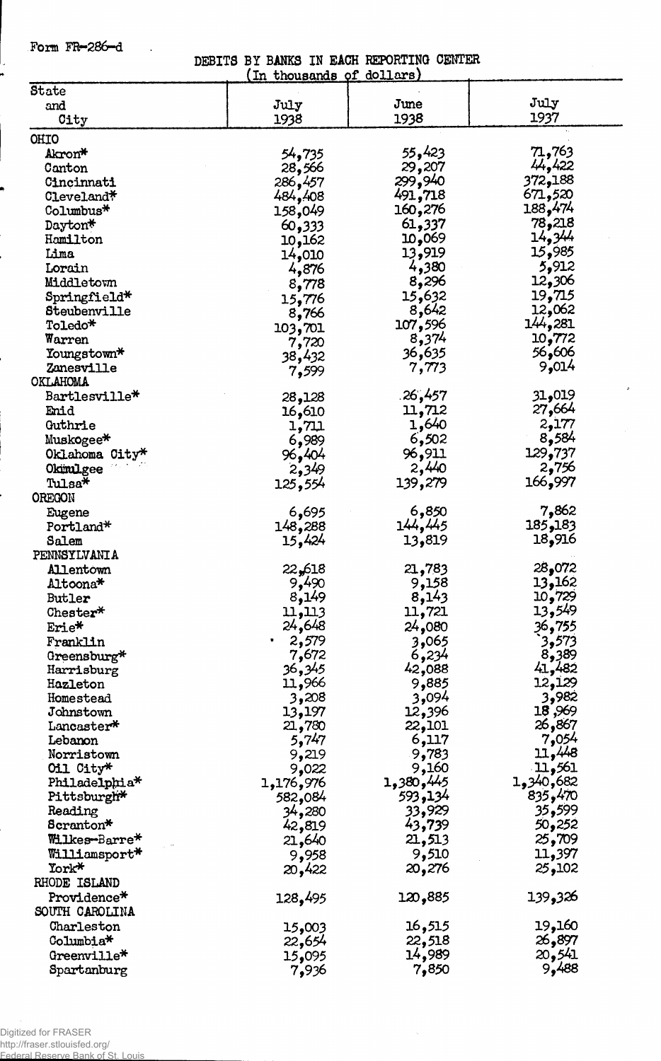Form FR-286-d

DEBITS BY BANKS IN EACH REPORTING CENTER
(In thousands of dollars)

| State and City | July 1938 | June 1938 | July 1937 |
|---|---|---|---|
| OHIO | | | |
| Akron* | 54,735 | 55,423 | 71,763 |
| Canton | 28,566 | 29,207 | 44,422 |
| Cincinnati | 286,457 | 299,940 | 372,188 |
| Cleveland* | 484,408 | 491,718 | 671,520 |
| Columbus* | 158,049 | 160,276 | 188,474 |
| Dayton* | 60,333 | 61,337 | 78,218 |
| Hamilton | 10,162 | 10,069 | 14,344 |
| Lima | 14,010 | 13,919 | 15,985 |
| Lorain | 4,876 | 4,380 | 5,912 |
| Middletown | 8,778 | 8,296 | 12,306 |
| Springfield* | 15,776 | 15,632 | 19,715 |
| Steubenville | 8,766 | 8,642 | 12,062 |
| Toledo* | 103,701 | 107,596 | 144,281 |
| Warren | 7,720 | 8,374 | 10,772 |
| Youngstown* | 38,432 | 36,635 | 56,606 |
| Zanesville | 7,599 | 7,773 | 9,014 |
| OKLAHOMA | | | |
| Bartlesville* | 28,128 | 26,457 | 31,019 |
| Enid | 16,610 | 11,712 | 27,664 |
| Guthrie | 1,711 | 1,640 | 2,177 |
| Muskogee* | 6,989 | 6,502 | 8,584 |
| Oklahoma City* | 96,404 | 96,911 | 129,737 |
| Okmulgee | 2,349 | 2,440 | 2,756 |
| Tulsa* | 125,554 | 139,279 | 166,997 |
| OREGON | | | |
| Eugene | 6,695 | 6,850 | 7,862 |
| Portland* | 148,288 | 144,445 | 185,183 |
| Salem | 15,424 | 13,819 | 18,916 |
| PENNSYLVANIA | | | |
| Allentown | 22,618 | 21,783 | 28,072 |
| Altoona* | 9,490 | 9,158 | 13,162 |
| Butler | 8,149 | 8,143 | 10,729 |
| Chester* | 11,113 | 11,721 | 13,549 |
| Erie* | 24,648 | 24,080 | 36,755 |
| Franklin | 2,579 | 3,065 | 3,573 |
| Greensburg* | 7,672 | 6,234 | 8,389 |
| Harrisburg | 36,345 | 42,088 | 41,482 |
| Hazleton | 11,966 | 9,885 | 12,129 |
| Homestead | 3,208 | 3,094 | 3,982 |
| Johnstown | 13,197 | 12,396 | 18,969 |
| Lancaster* | 21,780 | 22,101 | 26,867 |
| Lebanon | 5,747 | 6,117 | 7,054 |
| Norristown | 9,219 | 9,783 | 11,448 |
| Oil City* | 9,022 | 9,160 | 11,561 |
| Philadelphia* | 1,176,976 | 1,380,445 | 1,340,682 |
| Pittsburgh* | 582,084 | 593,134 | 835,470 |
| Reading | 34,280 | 33,929 | 35,599 |
| Scranton* | 42,819 | 43,739 | 50,252 |
| Wilkes-Barre* | 21,640 | 21,513 | 25,709 |
| Williamsport* | 9,958 | 9,510 | 11,397 |
| York* | 20,422 | 20,276 | 25,102 |
| RHODE ISLAND | | | |
| Providence* | 128,495 | 120,885 | 139,326 |
| SOUTH CAROLINA | | | |
| Charleston | 15,003 | 16,515 | 19,160 |
| Columbia* | 22,654 | 22,518 | 26,897 |
| Greenville* | 15,095 | 14,989 | 20,541 |
| Spartanburg | 7,936 | 7,850 | 9,488 |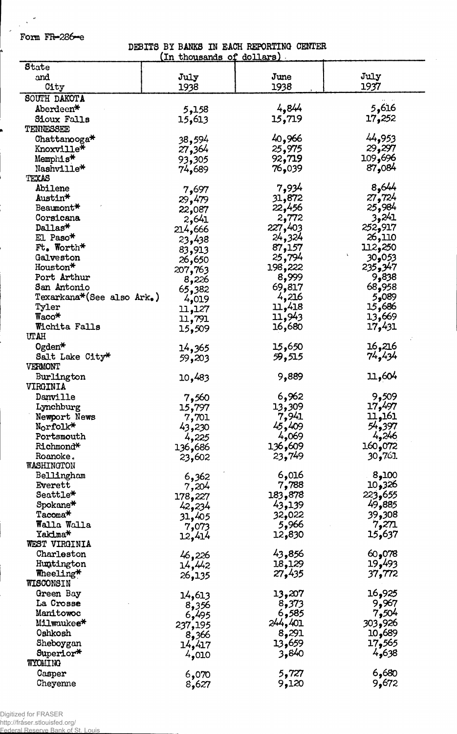Form FR-286-e

DEBITS BY BANKS IN EACH REPORTING CENTER

(In thousands of dollars)

| State and City | July 1938 | June 1938 | July 1937 |
|---|---|---|---|
| SOUTH DAKOTA | | | |
| Aberdeen* | 5,158 | 4,844 | 5,616 |
| Sioux Falls | 15,613 | 15,719 | 17,252 |
| TENNESSEE | | | |
| Chattanooga* | 38,594 | 40,966 | 44,953 |
| Knoxville* | 27,364 | 25,975 | 29,297 |
| Memphis* | 93,305 | 92,719 | 109,696 |
| Nashville* | 74,689 | 76,039 | 87,084 |
| TEXAS | | | |
| Abilene | 7,697 | 7,934 | 8,644 |
| Austin* | 29,479 | 31,872 | 27,724 |
| Beaumont* | 22,087 | 22,456 | 25,984 |
| Corsicana | 2,641 | 2,772 | 3,241 |
| Dallas* | 214,666 | 227,403 | 252,917 |
| El Paso* | 23,438 | 24,324 | 26,110 |
| Ft. Worth* | 83,913 | 87,157 | 112,250 |
| Galveston | 26,650 | 25,794 | 30,053 |
| Houston* | 207,763 | 198,222 | 235,347 |
| Port Arthur | 8,226 | 8,999 | 9,838 |
| San Antonio | 65,382 | 69,817 | 68,958 |
| Texarkana*(See also Ark.) | 4,019 | 4,216 | 5,089 |
| Tyler | 11,127 | 11,418 | 15,686 |
| Waco* | 11,791 | 11,943 | 13,669 |
| Wichita Falls | 15,509 | 16,680 | 17,431 |
| UTAH | | | |
| Ogden* | 14,365 | 15,650 | 16,216 |
| Salt Lake City* | 59,203 | 59,515 | 74,434 |
| VERMONT | | | |
| Burlington | 10,483 | 9,889 | 11,604 |
| VIRGINIA | | | |
| Danville | 7,560 | 6,962 | 9,509 |
| Lynchburg | 15,797 | 13,309 | 17,497 |
| Newport News | 7,701 | 7,941 | 11,161 |
| Norfolk* | 43,230 | 45,409 | 54,397 |
| Portsmouth | 4,225 | 4,069 | 4,246 |
| Richmond* | 136,686 | 136,609 | 160,072 |
| Roanoke. | 23,602 | 23,749 | 30,761 |
| WASHINGTON | | | |
| Bellingham | 6,362 | 6,016 | 8,100 |
| Everett | 7,204 | 7,788 | 10,326 |
| Seattle* | 178,227 | 183,878 | 223,655 |
| Spokane* | 42,234 | 43,139 | 49,885 |
| Tacoma* | 31,405 | 32,022 | 39,308 |
| Walla Walla | 7,073 | 5,966 | 7,271 |
| Yakima* | 12,414 | 12,830 | 15,637 |
| WEST VIRGINIA | | | |
| Charleston | 46,226 | 43,856 | 60,078 |
| Huntington | 14,442 | 18,129 | 19,493 |
| Wheeling* | 26,135 | 27,435 | 37,772 |
| WISCONSIN | | | |
| Green Bay | 14,613 | 13,207 | 16,925 |
| La Crosse | 8,356 | 8,373 | 9,967 |
| Manitowoc | 6,495 | 6,585 | 7,504 |
| Milwaukee* | 237,195 | 244,401 | 303,926 |
| Oshkosh | 8,366 | 8,291 | 10,689 |
| Sheboygan | 14,417 | 13,659 | 17,565 |
| Superior* | 4,010 | 3,840 | 4,638 |
| WYOMING | | | |
| Casper | 6,070 | 5,727 | 6,680 |
| Cheyenne | 8,627 | 9,120 | 9,672 |